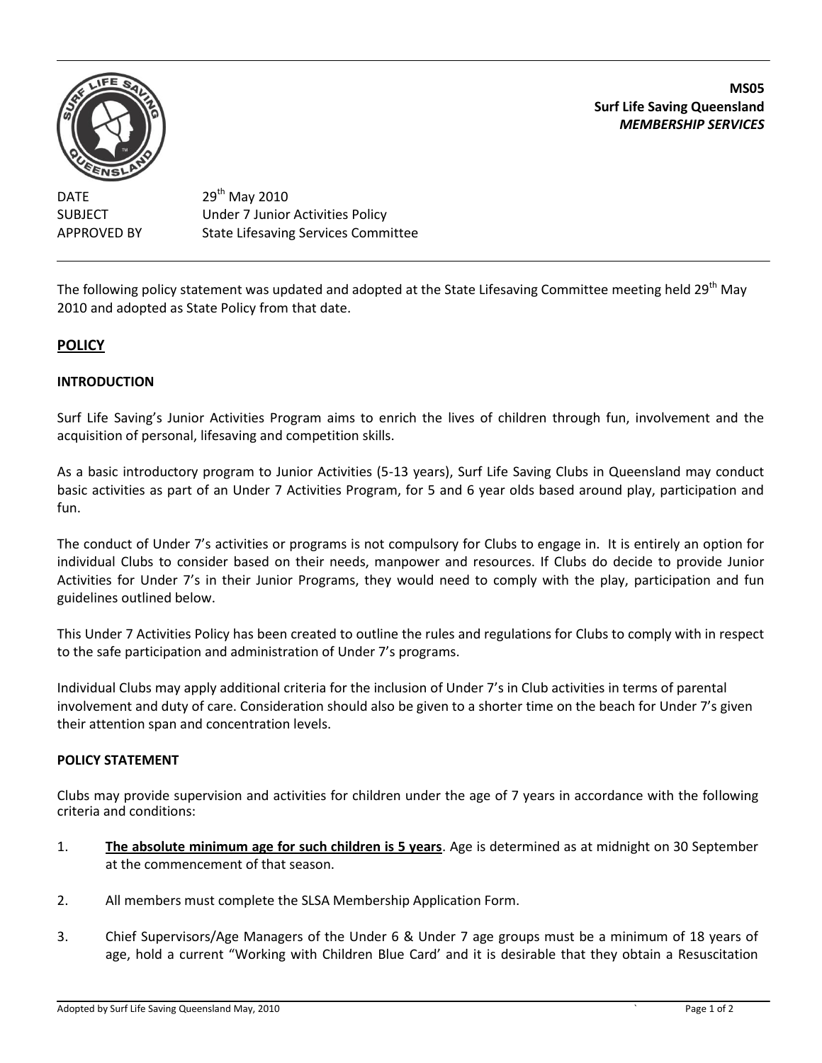**MS05**
**Surf Life Saving Queensland**
***MEMBERSHIP SERVICES***

DATE 29th May 2010
SUBJECT Under 7 Junior Activities Policy
APPROVED BY State Lifesaving Services Committee

---

The following policy statement was updated and adopted at the State Lifesaving Committee meeting held 29th May 2010 and adopted as State Policy from that date.

## POLICY

### INTRODUCTION

Surf Life Saving's Junior Activities Program aims to enrich the lives of children through fun, involvement and the acquisition of personal, lifesaving and competition skills.

As a basic introductory program to Junior Activities (5-13 years), Surf Life Saving Clubs in Queensland may conduct basic activities as part of an Under 7 Activities Program, for 5 and 6 year olds based around play, participation and fun.

The conduct of Under 7's activities or programs is not compulsory for Clubs to engage in. It is entirely an option for individual Clubs to consider based on their needs, manpower and resources. If Clubs do decide to provide Junior Activities for Under 7's in their Junior Programs, they would need to comply with the play, participation and fun guidelines outlined below.

This Under 7 Activities Policy has been created to outline the rules and regulations for Clubs to comply with in respect to the safe participation and administration of Under 7's programs.

Individual Clubs may apply additional criteria for the inclusion of Under 7's in Club activities in terms of parental involvement and duty of care. Consideration should also be given to a shorter time on the beach for Under 7's given their attention span and concentration levels.

### POLICY STATEMENT

Clubs may provide supervision and activities for children under the age of 7 years in accordance with the following criteria and conditions:

1. **The absolute minimum age for such children is 5 years**. Age is determined as at midnight on 30 September at the commencement of that season.

2. All members must complete the SLSA Membership Application Form.

3. Chief Supervisors/Age Managers of the Under 6 & Under 7 age groups must be a minimum of 18 years of age, hold a current "Working with Children Blue Card' and it is desirable that they obtain a Resuscitation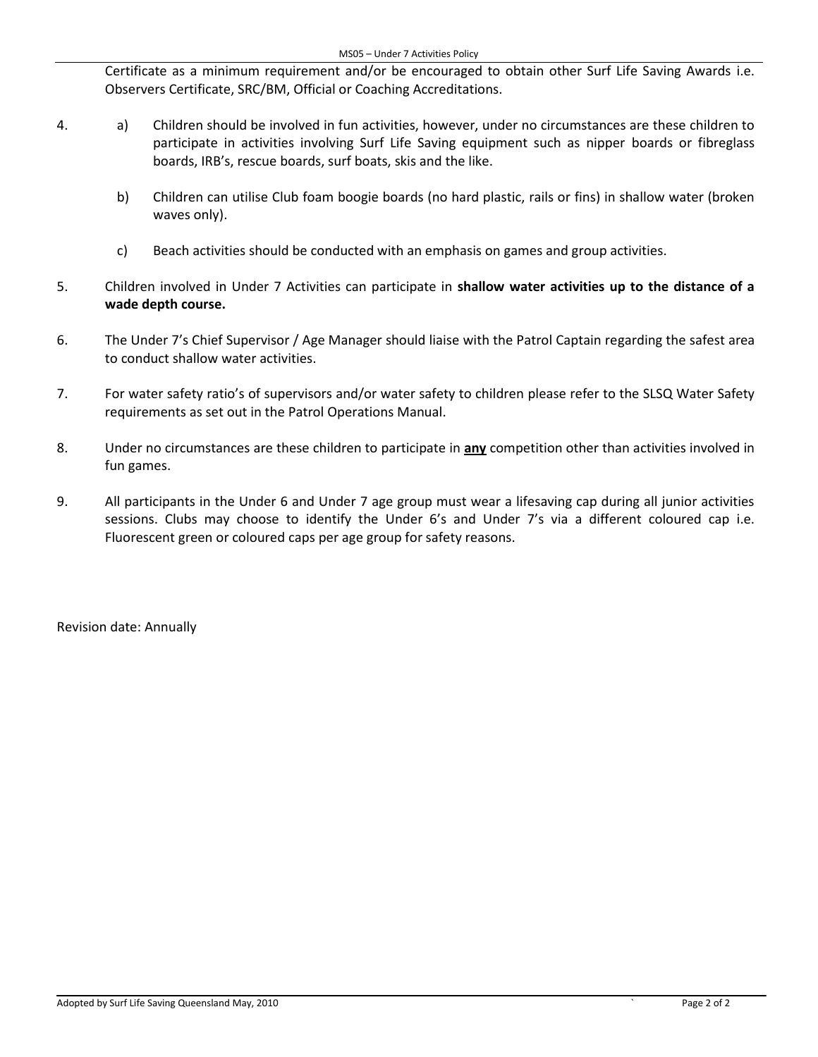Certificate as a minimum requirement and/or be encouraged to obtain other Surf Life Saving Awards i.e. Observers Certificate, SRC/BM, Official or Coaching Accreditations.

4. a) Children should be involved in fun activities, however, under no circumstances are these children to participate in activities involving Surf Life Saving equipment such as nipper boards or fibreglass boards, IRB's, rescue boards, surf boats, skis and the like.

   b) Children can utilise Club foam boogie boards (no hard plastic, rails or fins) in shallow water (broken waves only).

   c) Beach activities should be conducted with an emphasis on games and group activities.

5. Children involved in Under 7 Activities can participate in **shallow water activities up to the distance of a wade depth course.**

6. The Under 7's Chief Supervisor / Age Manager should liaise with the Patrol Captain regarding the safest area to conduct shallow water activities.

7. For water safety ratio's of supervisors and/or water safety to children please refer to the SLSQ Water Safety requirements as set out in the Patrol Operations Manual.

8. Under no circumstances are these children to participate in <u>**any**</u> competition other than activities involved in fun games.

9. All participants in the Under 6 and Under 7 age group must wear a lifesaving cap during all junior activities sessions. Clubs may choose to identify the Under 6's and Under 7's via a different coloured cap i.e. Fluorescent green or coloured caps per age group for safety reasons.

Revision date: Annually